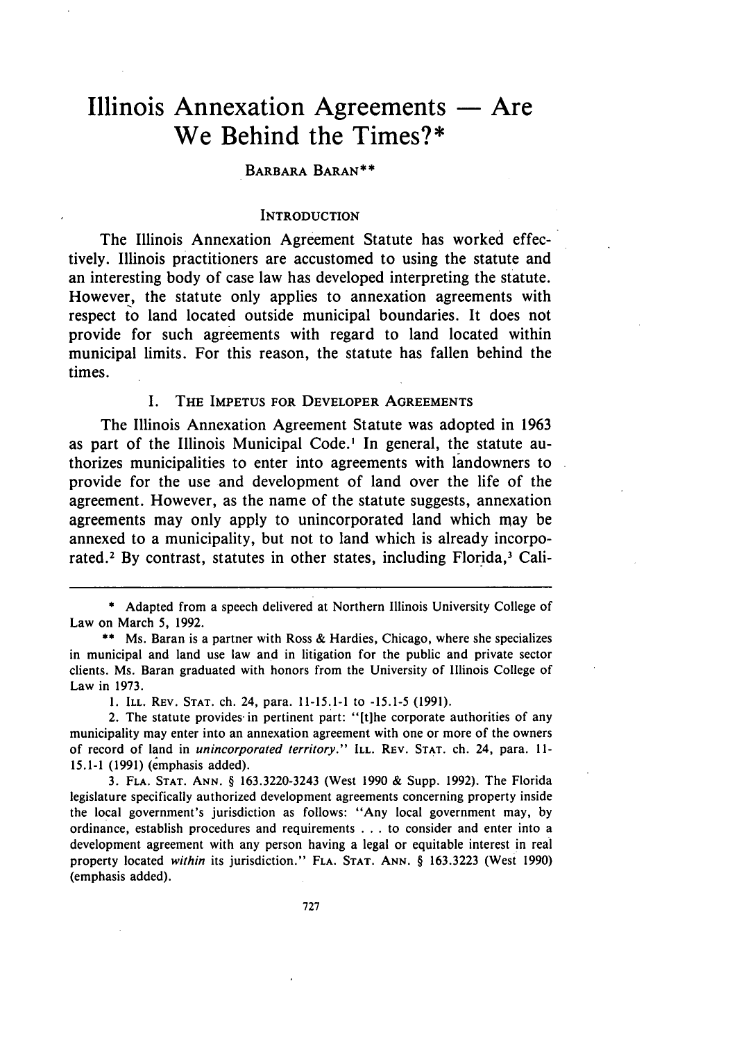# Illinois Annexation Agreements — Are We Behind the Times?*

BARBARA BARAN**

## INTRODUCTION

The Illinois Annexation Agreement Statute has worked effectively. Illinois practitioners are accustomed to using the statute and an interesting body of case law has developed interpreting the statute. However, the statute only applies to annexation agreements with respect to land located outside municipal boundaries. It does not provide for such agreements with regard to land located within municipal limits. For this reason, the statute has fallen behind the times.

### I. THE IMPETUS FOR DEVELOPER AGREEMENTS

The Illinois Annexation Agreement Statute was adopted in 1963 as part of the Illinois Municipal Code.[1] In general, the statute authorizes municipalities to enter into agreements with landowners to provide for the use and development of land over the life of the agreement. However, as the name of the statute suggests, annexation agreements may only apply to unincorporated land which may be annexed to a municipality, but not to land which is already incorporated.[2] By contrast, statutes in other states, including Florida,[3] Cali-

---

\* Adapted from a speech delivered at Northern Illinois University College of Law on March 5, 1992.

\*\* Ms. Baran is a partner with Ross & Hardies, Chicago, where she specializes in municipal and land use law and in litigation for the public and private sector clients. Ms. Baran graduated with honors from the University of Illinois College of Law in 1973.

1. ILL. REV. STAT. ch. 24, para. 11-15.1-1 to -15.1-5 (1991).

2. The statute provides in pertinent part: "[t]he corporate authorities of any municipality may enter into an annexation agreement with one or more of the owners of record of land in *unincorporated territory*." ILL. REV. STAT. ch. 24, para. 11-15.1-1 (1991) (emphasis added).

3. FLA. STAT. ANN. § 163.3220-3243 (West 1990 & Supp. 1992). The Florida legislature specifically authorized development agreements concerning property inside the local government's jurisdiction as follows: "Any local government may, by ordinance, establish procedures and requirements . . . to consider and enter into a development agreement with any person having a legal or equitable interest in real property located *within* its jurisdiction." FLA. STAT. ANN. § 163.3223 (West 1990) (emphasis added).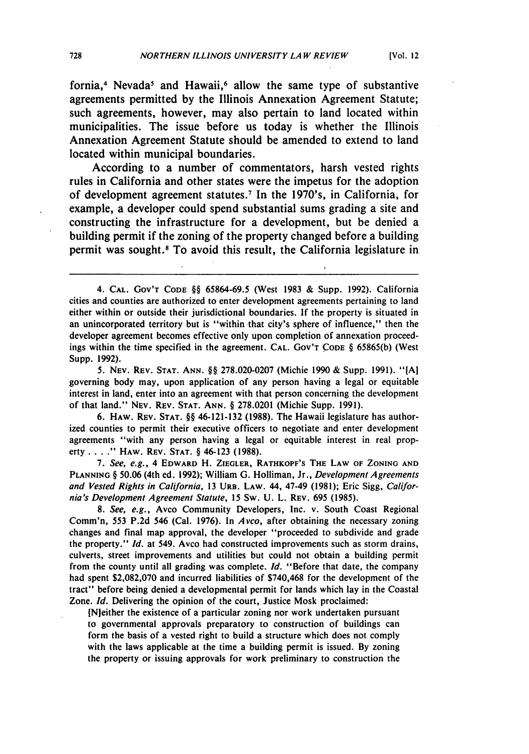fornia,[4] Nevada[5] and Hawaii,[6] allow the same type of substantive agreements permitted by the Illinois Annexation Agreement Statute; such agreements, however, may also pertain to land located within municipalities. The issue before us today is whether the Illinois Annexation Agreement Statute should be amended to extend to land located within municipal boundaries.

According to a number of commentators, harsh vested rights rules in California and other states were the impetus for the adoption of development agreement statutes.[7] In the 1970's, in California, for example, a developer could spend substantial sums grading a site and constructing the infrastructure for a development, but be denied a building permit if the zoning of the property changed before a building permit was sought.[8] To avoid this result, the California legislature in

---

4. CAL. GOV'T CODE §§ 65864-69.5 (West 1983 & Supp. 1992). California cities and counties are authorized to enter development agreements pertaining to land either within or outside their jurisdictional boundaries. If the property is situated in an unincorporated territory but is "within that city's sphere of influence," then the developer agreement becomes effective only upon completion of annexation proceedings within the time specified in the agreement. CAL. GOV'T CODE § 65865(b) (West Supp. 1992).

5. NEV. REV. STAT. ANN. §§ 278.020-0207 (Michie 1990 & Supp. 1991). "[A] governing body may, upon application of any person having a legal or equitable interest in land, enter into an agreement with that person concerning the development of that land." NEV. REV. STAT. ANN. § 278.0201 (Michie Supp. 1991).

6. HAW. REV. STAT. §§ 46-121-132 (1988). The Hawaii legislature has authorized counties to permit their executive officers to negotiate and enter development agreements "with any person having a legal or equitable interest in real property . . . ." HAW. REV. STAT. § 46-123 (1988).

7. *See, e.g.*, 4 EDWARD H. ZIEGLER, RATHKOPF'S THE LAW OF ZONING AND PLANNING § 50.06 (4th ed. 1992); William G. Holliman, Jr., *Development Agreements and Vested Rights in California*, 13 URB. LAW. 44, 47-49 (1981); Eric Sigg, *California's Development Agreement Statute*, 15 SW. U. L. REV. 695 (1985).

8. *See, e.g.*, Avco Community Developers, Inc. v. South Coast Regional Comm'n, 553 P.2d 546 (Cal. 1976). In *Avco*, after obtaining the necessary zoning changes and final map approval, the developer "proceeded to subdivide and grade the property." *Id.* at 549. Avco had constructed improvements such as storm drains, culverts, street improvements and utilities but could not obtain a building permit from the county until all grading was complete. *Id.* "Before that date, the company had spent $2,082,070 and incurred liabilities of $740,468 for the development of the tract" before being denied a developmental permit for lands which lay in the Coastal Zone. *Id.* Delivering the opinion of the court, Justice Mosk proclaimed:

> [N]either the existence of a particular zoning nor work undertaken pursuant to governmental approvals preparatory to construction of buildings can form the basis of a vested right to build a structure which does not comply with the laws applicable at the time a building permit is issued. By zoning the property or issuing approvals for work preliminary to construction the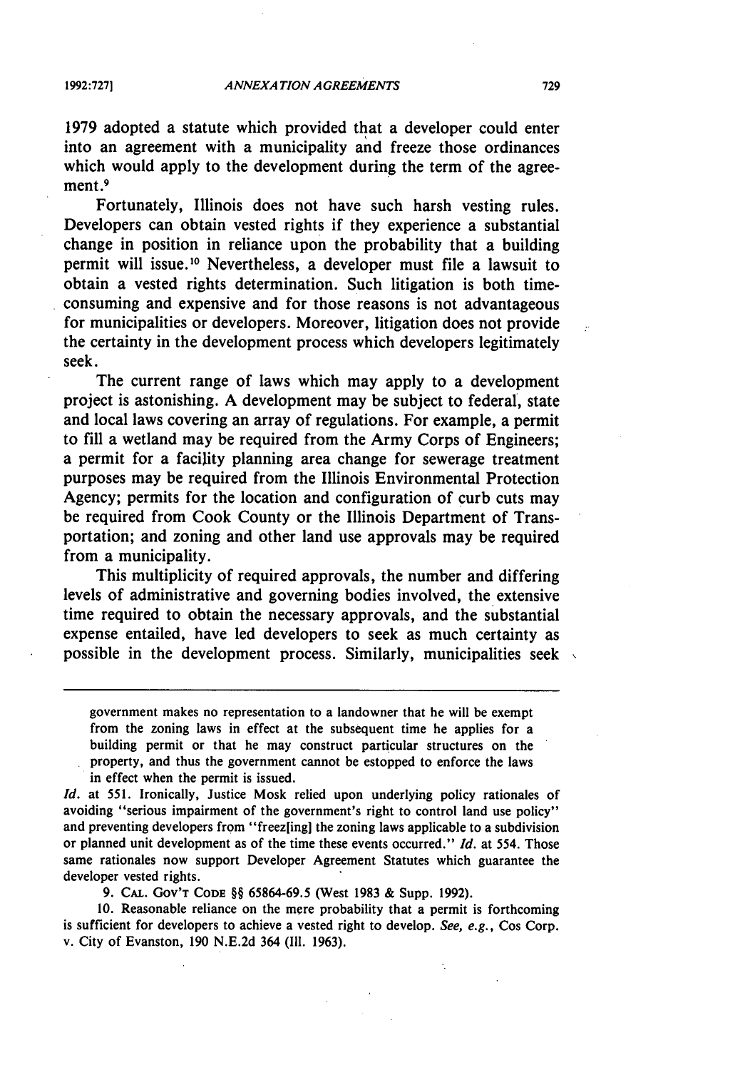1979 adopted a statute which provided that a developer could enter into an agreement with a municipality and freeze those ordinances which would apply to the development during the term of the agreement.[9]

Fortunately, Illinois does not have such harsh vesting rules. Developers can obtain vested rights if they experience a substantial change in position in reliance upon the probability that a building permit will issue.[10] Nevertheless, a developer must file a lawsuit to obtain a vested rights determination. Such litigation is both time-consuming and expensive and for those reasons is not advantageous for municipalities or developers. Moreover, litigation does not provide the certainty in the development process which developers legitimately seek.

The current range of laws which may apply to a development project is astonishing. A development may be subject to federal, state and local laws covering an array of regulations. For example, a permit to fill a wetland may be required from the Army Corps of Engineers; a permit for a facility planning area change for sewerage treatment purposes may be required from the Illinois Environmental Protection Agency; permits for the location and configuration of curb cuts may be required from Cook County or the Illinois Department of Transportation; and zoning and other land use approvals may be required from a municipality.

This multiplicity of required approvals, the number and differing levels of administrative and governing bodies involved, the extensive time required to obtain the necessary approvals, and the substantial expense entailed, have led developers to seek as much certainty as possible in the development process. Similarly, municipalities seek

---

> government makes no representation to a landowner that he will be exempt from the zoning laws in effect at the subsequent time he applies for a building permit or that he may construct particular structures on the property, and thus the government cannot be estopped to enforce the laws in effect when the permit is issued.

*Id.* at 551. Ironically, Justice Mosk relied upon underlying policy rationales of avoiding "serious impairment of the government's right to control land use policy" and preventing developers from "freez[ing] the zoning laws applicable to a subdivision or planned unit development as of the time these events occurred." *Id.* at 554. Those same rationales now support Developer Agreement Statutes which guarantee the developer vested rights.

9. CAL. GOV'T CODE §§ 65864-69.5 (West 1983 & Supp. 1992).

10. Reasonable reliance on the mere probability that a permit is forthcoming is sufficient for developers to achieve a vested right to develop. *See, e.g.*, Cos Corp. v. City of Evanston, 190 N.E.2d 364 (Ill. 1963).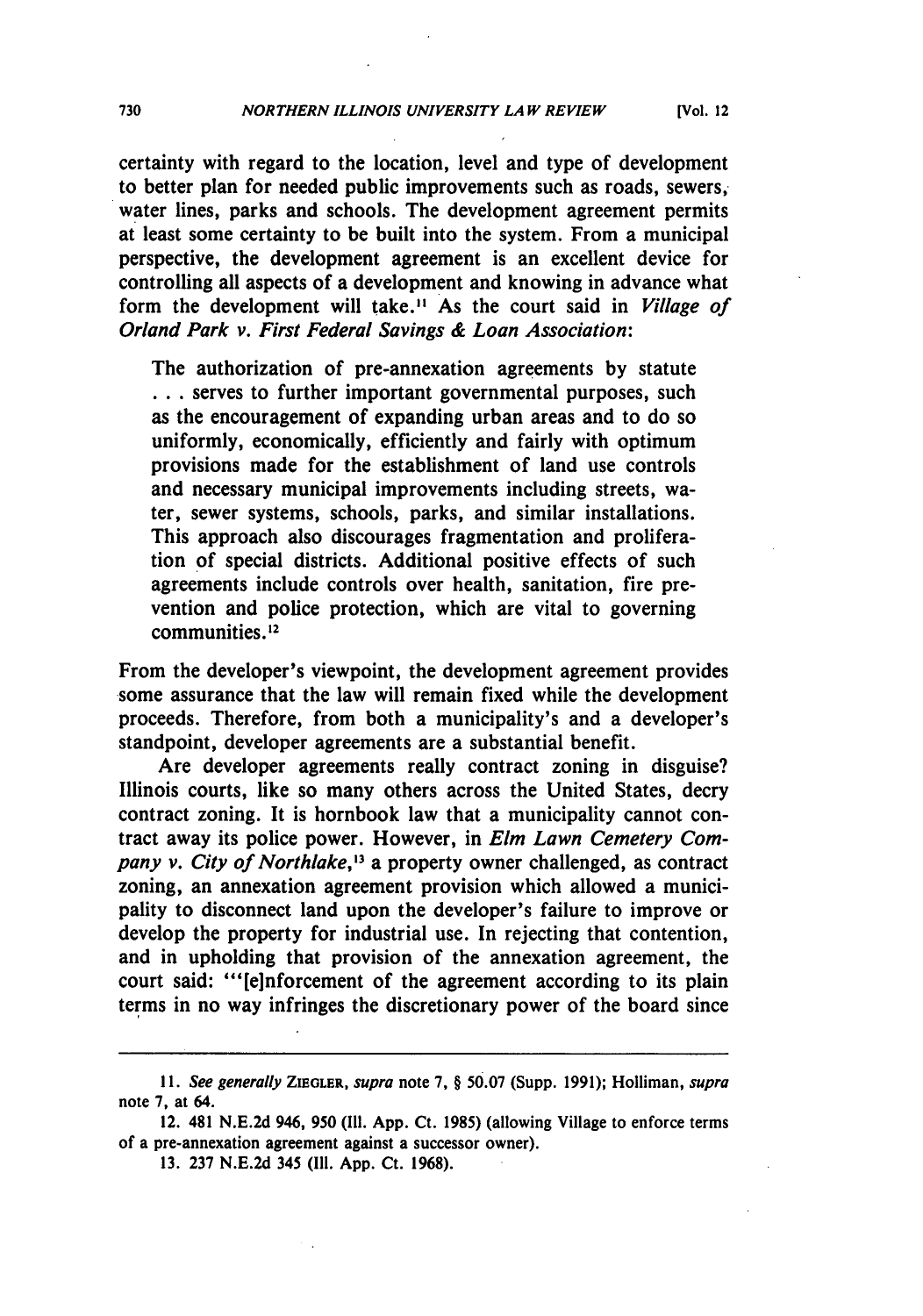certainty with regard to the location, level and type of development to better plan for needed public improvements such as roads, sewers, water lines, parks and schools. The development agreement permits at least some certainty to be built into the system. From a municipal perspective, the development agreement is an excellent device for controlling all aspects of a development and knowing in advance what form the development will take.[11] As the court said in *Village of Orland Park v. First Federal Savings & Loan Association*:

> The authorization of pre-annexation agreements by statute . . . serves to further important governmental purposes, such as the encouragement of expanding urban areas and to do so uniformly, economically, efficiently and fairly with optimum provisions made for the establishment of land use controls and necessary municipal improvements including streets, water, sewer systems, schools, parks, and similar installations. This approach also discourages fragmentation and proliferation of special districts. Additional positive effects of such agreements include controls over health, sanitation, fire prevention and police protection, which are vital to governing communities.[12]

From the developer's viewpoint, the development agreement provides some assurance that the law will remain fixed while the development proceeds. Therefore, from both a municipality's and a developer's standpoint, developer agreements are a substantial benefit.

Are developer agreements really contract zoning in disguise? Illinois courts, like so many others across the United States, decry contract zoning. It is hornbook law that a municipality cannot contract away its police power. However, in *Elm Lawn Cemetery Company v. City of Northlake*,[13] a property owner challenged, as contract zoning, an annexation agreement provision which allowed a municipality to disconnect land upon the developer's failure to improve or develop the property for industrial use. In rejecting that contention, and in upholding that provision of the annexation agreement, the court said: "'[e]nforcement of the agreement according to its plain terms in no way infringes the discretionary power of the board since

---

11. *See generally* ZIEGLER, *supra* note 7, § 50.07 (Supp. 1991); Holliman, *supra* note 7, at 64.

12. 481 N.E.2d 946, 950 (Ill. App. Ct. 1985) (allowing Village to enforce terms of a pre-annexation agreement against a successor owner).

13. 237 N.E.2d 345 (Ill. App. Ct. 1968).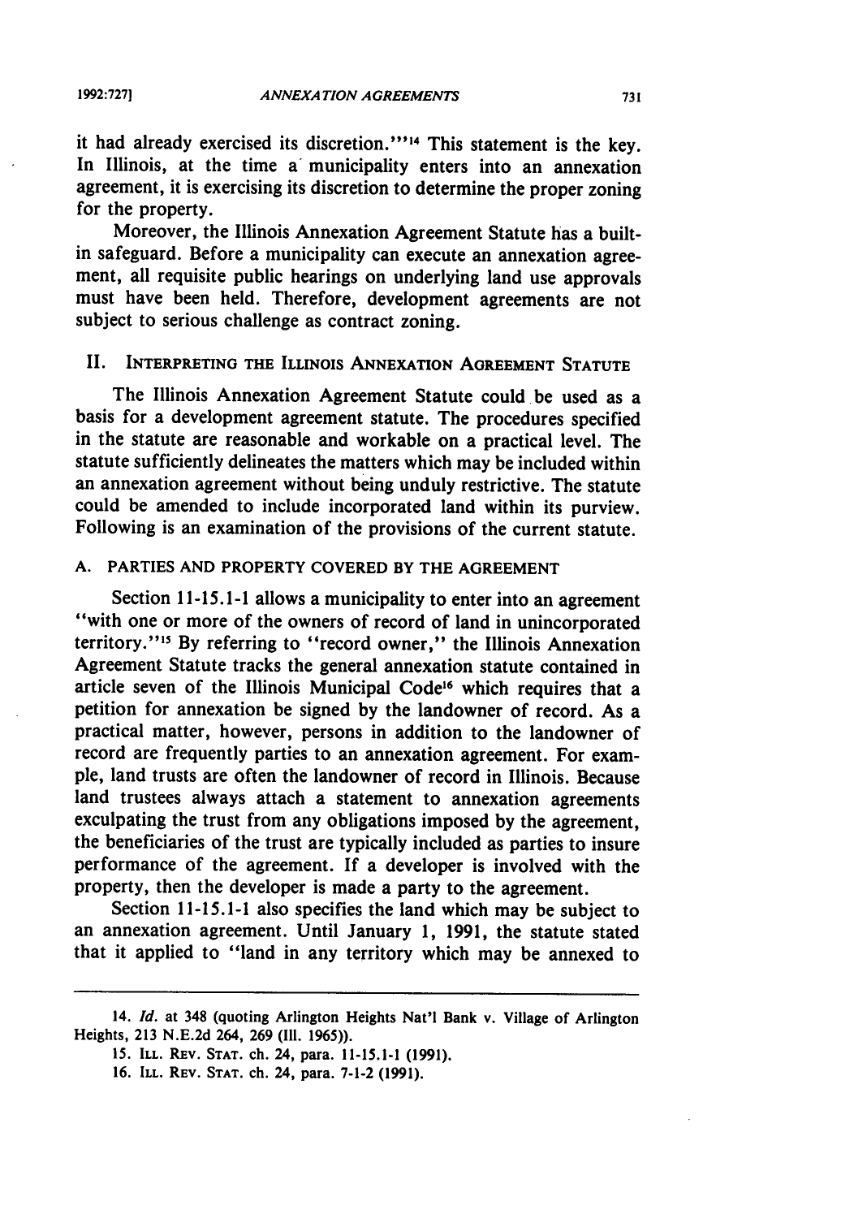it had already exercised its discretion.'"[14] This statement is the key. In Illinois, at the time a municipality enters into an annexation agreement, it is exercising its discretion to determine the proper zoning for the property.

Moreover, the Illinois Annexation Agreement Statute has a built-in safeguard. Before a municipality can execute an annexation agreement, all requisite public hearings on underlying land use approvals must have been held. Therefore, development agreements are not subject to serious challenge as contract zoning.

## II. Interpreting the Illinois Annexation Agreement Statute

The Illinois Annexation Agreement Statute could be used as a basis for a development agreement statute. The procedures specified in the statute are reasonable and workable on a practical level. The statute sufficiently delineates the matters which may be included within an annexation agreement without being unduly restrictive. The statute could be amended to include incorporated land within its purview. Following is an examination of the provisions of the current statute.

### A. Parties and Property Covered by the Agreement

Section 11-15.1-1 allows a municipality to enter into an agreement "with one or more of the owners of record of land in unincorporated territory."[15] By referring to "record owner," the Illinois Annexation Agreement Statute tracks the general annexation statute contained in article seven of the Illinois Municipal Code[16] which requires that a petition for annexation be signed by the landowner of record. As a practical matter, however, persons in addition to the landowner of record are frequently parties to an annexation agreement. For example, land trusts are often the landowner of record in Illinois. Because land trustees always attach a statement to annexation agreements exculpating the trust from any obligations imposed by the agreement, the beneficiaries of the trust are typically included as parties to insure performance of the agreement. If a developer is involved with the property, then the developer is made a party to the agreement.

Section 11-15.1-1 also specifies the land which may be subject to an annexation agreement. Until January 1, 1991, the statute stated that it applied to "land in any territory which may be annexed to

---

14. *Id.* at 348 (quoting Arlington Heights Nat'l Bank v. Village of Arlington Heights, 213 N.E.2d 264, 269 (Ill. 1965)).

15. Ill. Rev. Stat. ch. 24, para. 11-15.1-1 (1991).

16. Ill. Rev. Stat. ch. 24, para. 7-1-2 (1991).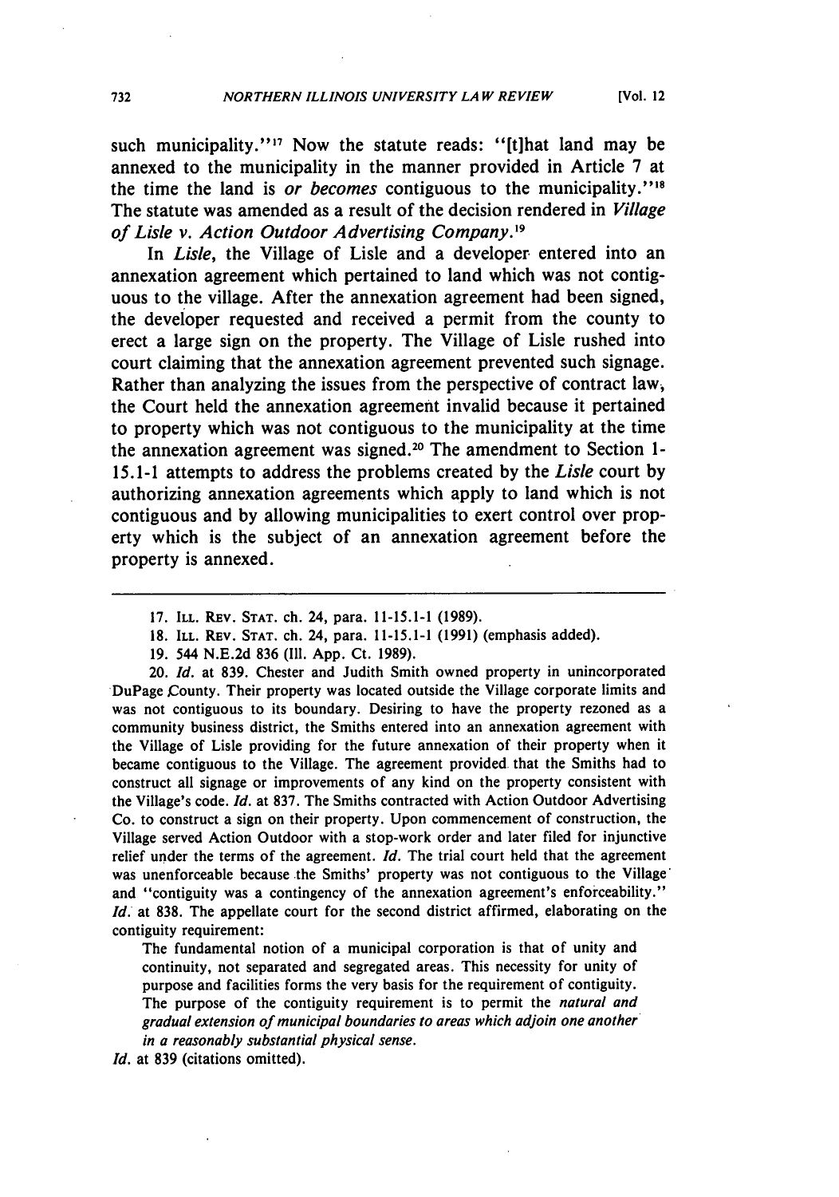such municipality."[17] Now the statute reads: "[t]hat land may be annexed to the municipality in the manner provided in Article 7 at the time the land is *or becomes* contiguous to the municipality."[18] The statute was amended as a result of the decision rendered in *Village of Lisle v. Action Outdoor Advertising Company*.[19]

In *Lisle*, the Village of Lisle and a developer entered into an annexation agreement which pertained to land which was not contiguous to the village. After the annexation agreement had been signed, the developer requested and received a permit from the county to erect a large sign on the property. The Village of Lisle rushed into court claiming that the annexation agreement prevented such signage. Rather than analyzing the issues from the perspective of contract law, the Court held the annexation agreement invalid because it pertained to property which was not contiguous to the municipality at the time the annexation agreement was signed.[20] The amendment to Section 1-15.1-1 attempts to address the problems created by the *Lisle* court by authorizing annexation agreements which apply to land which is not contiguous and by allowing municipalities to exert control over property which is the subject of an annexation agreement before the property is annexed.

---

17. ILL. REV. STAT. ch. 24, para. 11-15.1-1 (1989).

18. ILL. REV. STAT. ch. 24, para. 11-15.1-1 (1991) (emphasis added).

19. 544 N.E.2d 836 (Ill. App. Ct. 1989).

20. *Id.* at 839. Chester and Judith Smith owned property in unincorporated DuPage County. Their property was located outside the Village corporate limits and was not contiguous to its boundary. Desiring to have the property rezoned as a community business district, the Smiths entered into an annexation agreement with the Village of Lisle providing for the future annexation of their property when it became contiguous to the Village. The agreement provided that the Smiths had to construct all signage or improvements of any kind on the property consistent with the Village's code. *Id.* at 837. The Smiths contracted with Action Outdoor Advertising Co. to construct a sign on their property. Upon commencement of construction, the Village served Action Outdoor with a stop-work order and later filed for injunctive relief under the terms of the agreement. *Id.* The trial court held that the agreement was unenforceable because the Smiths' property was not contiguous to the Village and "contiguity was a contingency of the annexation agreement's enforceability." *Id.* at 838. The appellate court for the second district affirmed, elaborating on the contiguity requirement:

> The fundamental notion of a municipal corporation is that of unity and continuity, not separated and segregated areas. This necessity for unity of purpose and facilities forms the very basis for the requirement of contiguity. The purpose of the contiguity requirement is to permit the *natural and gradual extension of municipal boundaries to areas which adjoin one another in a reasonably substantial physical sense.*

*Id.* at 839 (citations omitted).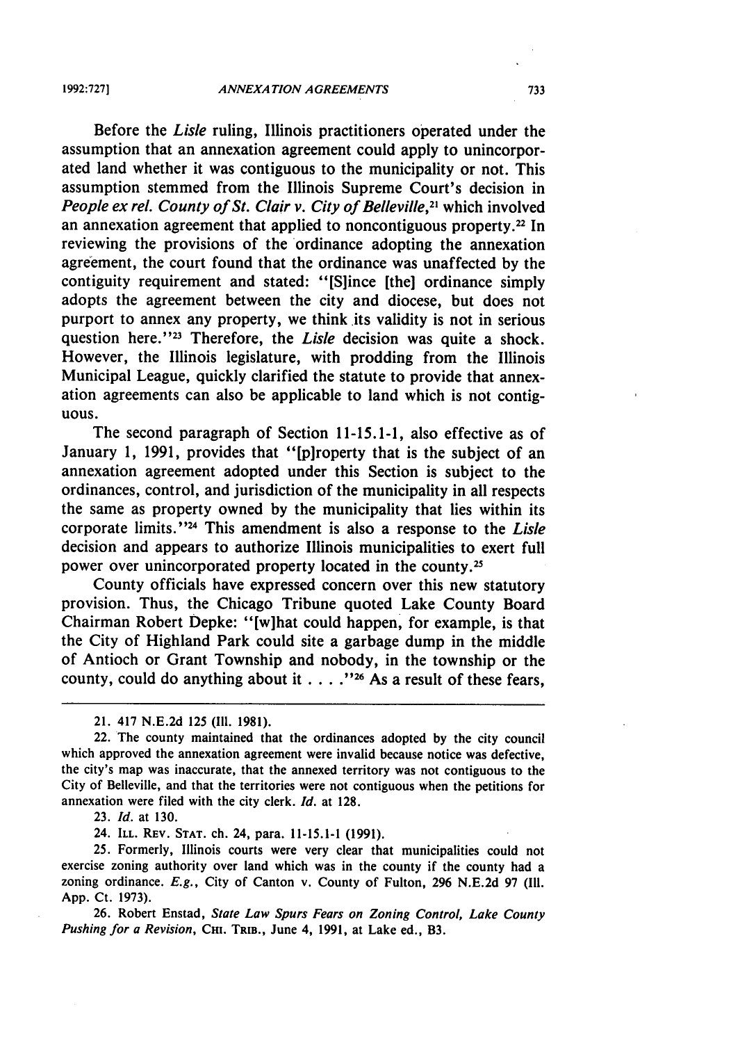Before the *Lisle* ruling, Illinois practitioners operated under the assumption that an annexation agreement could apply to unincorporated land whether it was contiguous to the municipality or not. This assumption stemmed from the Illinois Supreme Court's decision in *People ex rel. County of St. Clair v. City of Belleville*,[21] which involved an annexation agreement that applied to noncontiguous property.[22] In reviewing the provisions of the ordinance adopting the annexation agreement, the court found that the ordinance was unaffected by the contiguity requirement and stated: "[S]ince [the] ordinance simply adopts the agreement between the city and diocese, but does not purport to annex any property, we think its validity is not in serious question here."[23] Therefore, the *Lisle* decision was quite a shock. However, the Illinois legislature, with prodding from the Illinois Municipal League, quickly clarified the statute to provide that annexation agreements can also be applicable to land which is not contiguous.

The second paragraph of Section 11-15.1-1, also effective as of January 1, 1991, provides that "[p]roperty that is the subject of an annexation agreement adopted under this Section is subject to the ordinances, control, and jurisdiction of the municipality in all respects the same as property owned by the municipality that lies within its corporate limits."[24] This amendment is also a response to the *Lisle* decision and appears to authorize Illinois municipalities to exert full power over unincorporated property located in the county.[25]

County officials have expressed concern over this new statutory provision. Thus, the Chicago Tribune quoted Lake County Board Chairman Robert Depke: "[w]hat could happen, for example, is that the City of Highland Park could site a garbage dump in the middle of Antioch or Grant Township and nobody, in the township or the county, could do anything about it . . . ."[26] As a result of these fears,

---

21. 417 N.E.2d 125 (Ill. 1981).

22. The county maintained that the ordinances adopted by the city council which approved the annexation agreement were invalid because notice was defective, the city's map was inaccurate, that the annexed territory was not contiguous to the City of Belleville, and that the territories were not contiguous when the petitions for annexation were filed with the city clerk. *Id.* at 128.

23. *Id.* at 130.

24. ILL. REV. STAT. ch. 24, para. 11-15.1-1 (1991).

25. Formerly, Illinois courts were very clear that municipalities could not exercise zoning authority over land which was in the county if the county had a zoning ordinance. *E.g.*, City of Canton v. County of Fulton, 296 N.E.2d 97 (Ill. App. Ct. 1973).

26. Robert Enstad, *State Law Spurs Fears on Zoning Control, Lake County Pushing for a Revision*, CHI. TRIB., June 4, 1991, at Lake ed., B3.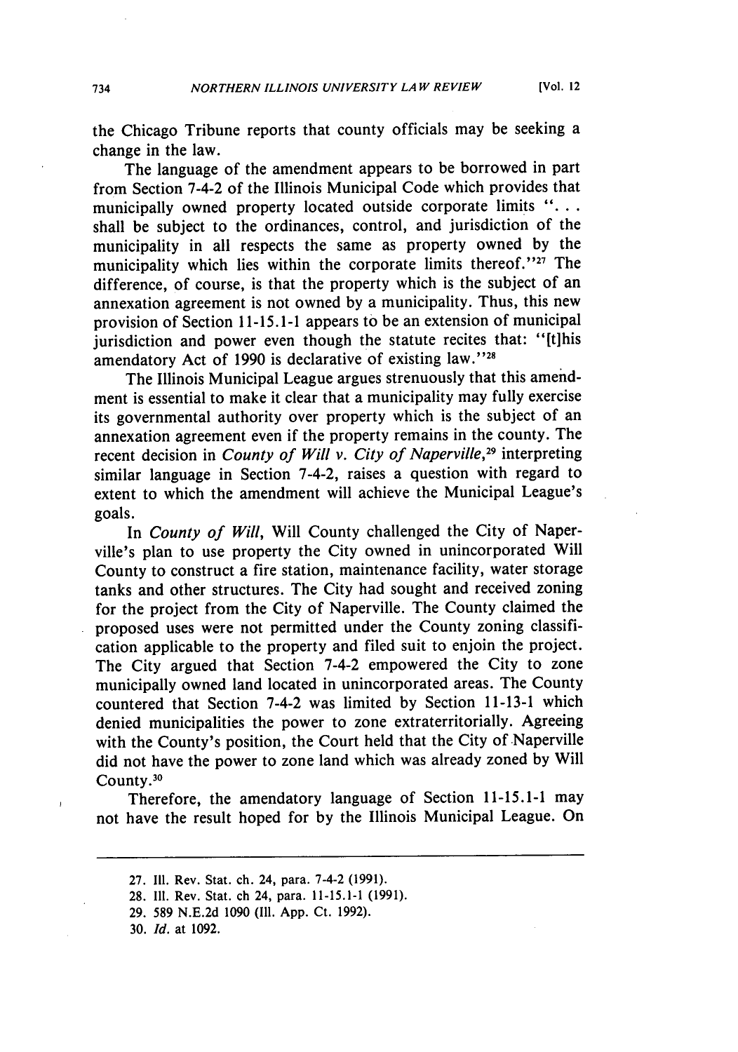the Chicago Tribune reports that county officials may be seeking a change in the law.

The language of the amendment appears to be borrowed in part from Section 7-4-2 of the Illinois Municipal Code which provides that municipally owned property located outside corporate limits ". . . shall be subject to the ordinances, control, and jurisdiction of the municipality in all respects the same as property owned by the municipality which lies within the corporate limits thereof."[27] The difference, of course, is that the property which is the subject of an annexation agreement is not owned by a municipality. Thus, this new provision of Section 11-15.1-1 appears to be an extension of municipal jurisdiction and power even though the statute recites that: "[t]his amendatory Act of 1990 is declarative of existing law."[28]

The Illinois Municipal League argues strenuously that this amendment is essential to make it clear that a municipality may fully exercise its governmental authority over property which is the subject of an annexation agreement even if the property remains in the county. The recent decision in *County of Will v. City of Naperville*,[29] interpreting similar language in Section 7-4-2, raises a question with regard to extent to which the amendment will achieve the Municipal League's goals.

In *County of Will*, Will County challenged the City of Naperville's plan to use property the City owned in unincorporated Will County to construct a fire station, maintenance facility, water storage tanks and other structures. The City had sought and received zoning for the project from the City of Naperville. The County claimed the proposed uses were not permitted under the County zoning classification applicable to the property and filed suit to enjoin the project. The City argued that Section 7-4-2 empowered the City to zone municipally owned land located in unincorporated areas. The County countered that Section 7-4-2 was limited by Section 11-13-1 which denied municipalities the power to zone extraterritorially. Agreeing with the County's position, the Court held that the City of Naperville did not have the power to zone land which was already zoned by Will County.[30]

Therefore, the amendatory language of Section 11-15.1-1 may not have the result hoped for by the Illinois Municipal League. On

---

27. Ill. Rev. Stat. ch. 24, para. 7-4-2 (1991).
28. Ill. Rev. Stat. ch 24, para. 11-15.1-1 (1991).
29. 589 N.E.2d 1090 (Ill. App. Ct. 1992).
30. *Id.* at 1092.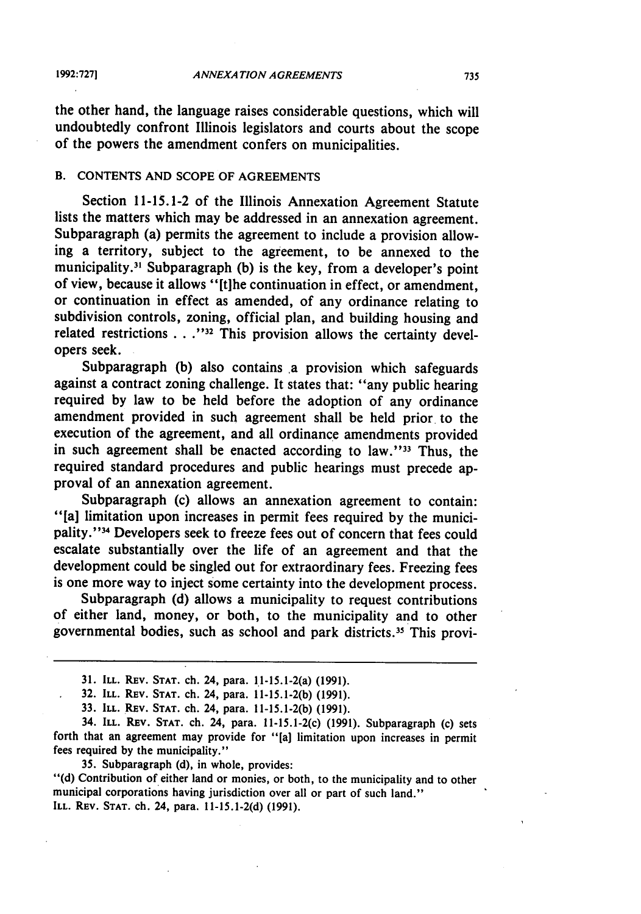the other hand, the language raises considerable questions, which will undoubtedly confront Illinois legislators and courts about the scope of the powers the amendment confers on municipalities.

### B. CONTENTS AND SCOPE OF AGREEMENTS

Section 11-15.1-2 of the Illinois Annexation Agreement Statute lists the matters which may be addressed in an annexation agreement. Subparagraph (a) permits the agreement to include a provision allowing a territory, subject to the agreement, to be annexed to the municipality.[31] Subparagraph (b) is the key, from a developer's point of view, because it allows "[t]he continuation in effect, or amendment, or continuation in effect as amended, of any ordinance relating to subdivision controls, zoning, official plan, and building housing and related restrictions . . ."[32] This provision allows the certainty developers seek.

Subparagraph (b) also contains a provision which safeguards against a contract zoning challenge. It states that: "any public hearing required by law to be held before the adoption of any ordinance amendment provided in such agreement shall be held prior to the execution of the agreement, and all ordinance amendments provided in such agreement shall be enacted according to law."[33] Thus, the required standard procedures and public hearings must precede approval of an annexation agreement.

Subparagraph (c) allows an annexation agreement to contain: "[a] limitation upon increases in permit fees required by the municipality."[34] Developers seek to freeze fees out of concern that fees could escalate substantially over the life of an agreement and that the development could be singled out for extraordinary fees. Freezing fees is one more way to inject some certainty into the development process.

Subparagraph (d) allows a municipality to request contributions of either land, money, or both, to the municipality and to other governmental bodies, such as school and park districts.[35] This provi-

---

31. ILL. REV. STAT. ch. 24, para. 11-15.1-2(a) (1991).

32. ILL. REV. STAT. ch. 24, para. 11-15.1-2(b) (1991).

33. ILL. REV. STAT. ch. 24, para. 11-15.1-2(b) (1991).

34. ILL. REV. STAT. ch. 24, para. 11-15.1-2(c) (1991). Subparagraph (c) sets forth that an agreement may provide for "[a] limitation upon increases in permit fees required by the municipality."

35. Subparagraph (d), in whole, provides:
"(d) Contribution of either land or monies, or both, to the municipality and to other municipal corporations having jurisdiction over all or part of such land."
ILL. REV. STAT. ch. 24, para. 11-15.1-2(d) (1991).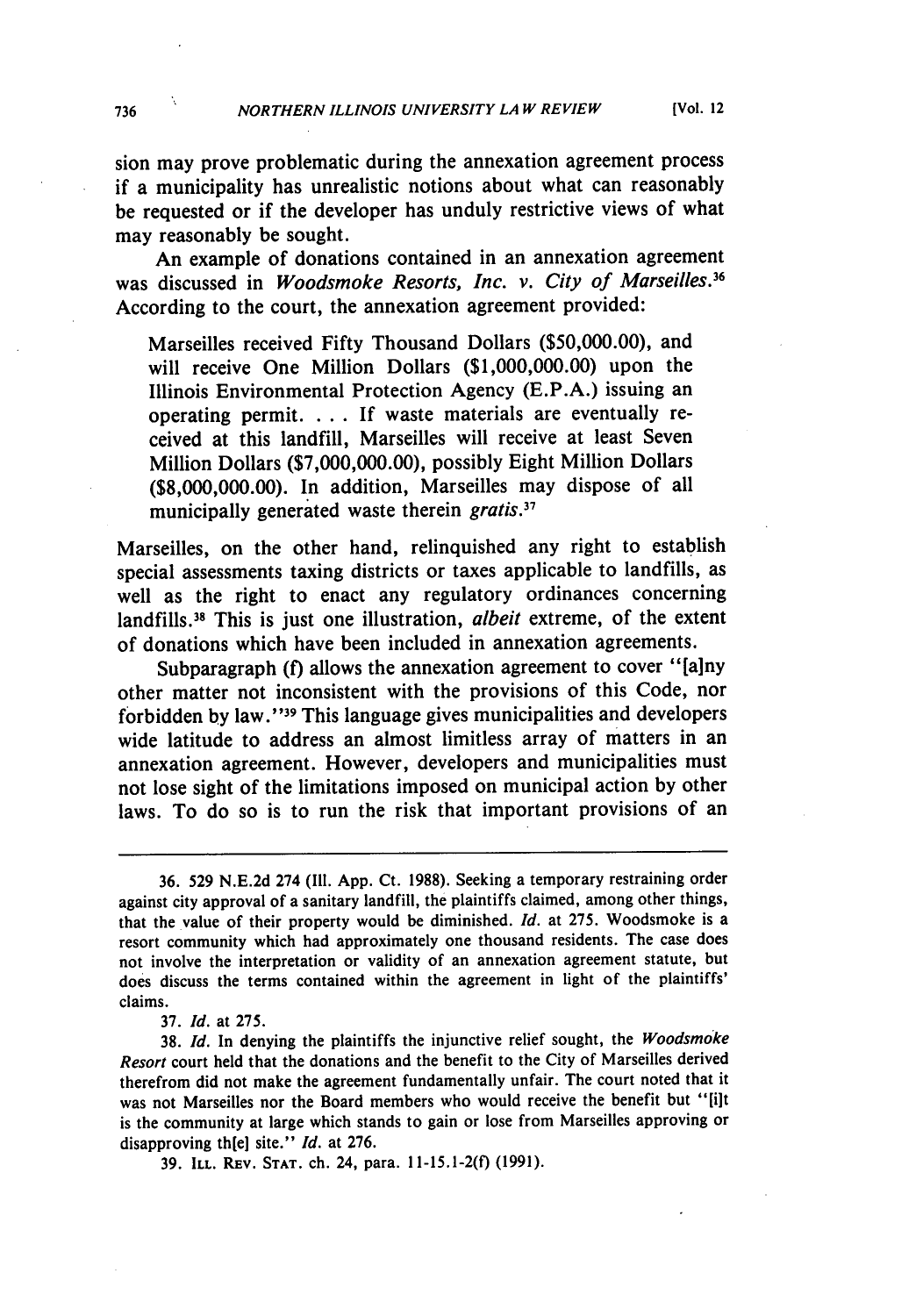sion may prove problematic during the annexation agreement process if a municipality has unrealistic notions about what can reasonably be requested or if the developer has unduly restrictive views of what may reasonably be sought.

An example of donations contained in an annexation agreement was discussed in *Woodsmoke Resorts, Inc. v. City of Marseilles.*[36] According to the court, the annexation agreement provided:

> Marseilles received Fifty Thousand Dollars ($50,000.00), and will receive One Million Dollars ($1,000,000.00) upon the Illinois Environmental Protection Agency (E.P.A.) issuing an operating permit. . . . If waste materials are eventually received at this landfill, Marseilles will receive at least Seven Million Dollars ($7,000,000.00), possibly Eight Million Dollars ($8,000,000.00). In addition, Marseilles may dispose of all municipally generated waste therein *gratis.*[37]

Marseilles, on the other hand, relinquished any right to establish special assessments taxing districts or taxes applicable to landfills, as well as the right to enact any regulatory ordinances concerning landfills.[38] This is just one illustration, *albeit* extreme, of the extent of donations which have been included in annexation agreements.

Subparagraph (f) allows the annexation agreement to cover "[a]ny other matter not inconsistent with the provisions of this Code, nor forbidden by law."[39] This language gives municipalities and developers wide latitude to address an almost limitless array of matters in an annexation agreement. However, developers and municipalities must not lose sight of the limitations imposed on municipal action by other laws. To do so is to run the risk that important provisions of an

---

36. 529 N.E.2d 274 (Ill. App. Ct. 1988). Seeking a temporary restraining order against city approval of a sanitary landfill, the plaintiffs claimed, among other things, that the value of their property would be diminished. *Id.* at 275. Woodsmoke is a resort community which had approximately one thousand residents. The case does not involve the interpretation or validity of an annexation agreement statute, but does discuss the terms contained within the agreement in light of the plaintiffs' claims.

37. *Id.* at 275.

38. *Id.* In denying the plaintiffs the injunctive relief sought, the *Woodsmoke Resort* court held that the donations and the benefit to the City of Marseilles derived therefrom did not make the agreement fundamentally unfair. The court noted that it was not Marseilles nor the Board members who would receive the benefit but "[i]t is the community at large which stands to gain or lose from Marseilles approving or disapproving th[e] site." *Id.* at 276.

39. ILL. REV. STAT. ch. 24, para. 11-15.1-2(f) (1991).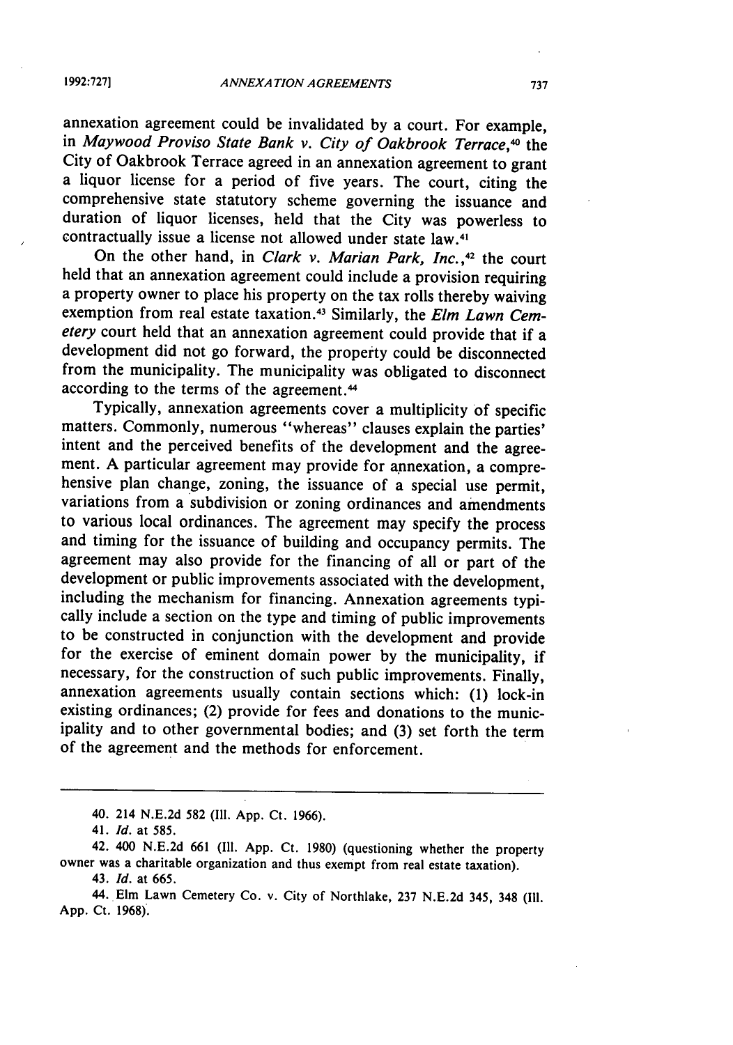annexation agreement could be invalidated by a court. For example, in *Maywood Proviso State Bank v. City of Oakbrook Terrace*,[40] the City of Oakbrook Terrace agreed in an annexation agreement to grant a liquor license for a period of five years. The court, citing the comprehensive state statutory scheme governing the issuance and duration of liquor licenses, held that the City was powerless to contractually issue a license not allowed under state law.[41]

On the other hand, in *Clark v. Marian Park, Inc.*,[42] the court held that an annexation agreement could include a provision requiring a property owner to place his property on the tax rolls thereby waiving exemption from real estate taxation.[43] Similarly, the *Elm Lawn Cemetery* court held that an annexation agreement could provide that if a development did not go forward, the property could be disconnected from the municipality. The municipality was obligated to disconnect according to the terms of the agreement.[44]

Typically, annexation agreements cover a multiplicity of specific matters. Commonly, numerous "whereas" clauses explain the parties' intent and the perceived benefits of the development and the agreement. A particular agreement may provide for annexation, a comprehensive plan change, zoning, the issuance of a special use permit, variations from a subdivision or zoning ordinances and amendments to various local ordinances. The agreement may specify the process and timing for the issuance of building and occupancy permits. The agreement may also provide for the financing of all or part of the development or public improvements associated with the development, including the mechanism for financing. Annexation agreements typically include a section on the type and timing of public improvements to be constructed in conjunction with the development and provide for the exercise of eminent domain power by the municipality, if necessary, for the construction of such public improvements. Finally, annexation agreements usually contain sections which: (1) lock-in existing ordinances; (2) provide for fees and donations to the municipality and to other governmental bodies; and (3) set forth the term of the agreement and the methods for enforcement.

---

40. 214 N.E.2d 582 (Ill. App. Ct. 1966).

41. *Id.* at 585.

42. 400 N.E.2d 661 (Ill. App. Ct. 1980) (questioning whether the property owner was a charitable organization and thus exempt from real estate taxation).

43. *Id.* at 665.

44. Elm Lawn Cemetery Co. v. City of Northlake, 237 N.E.2d 345, 348 (Ill. App. Ct. 1968).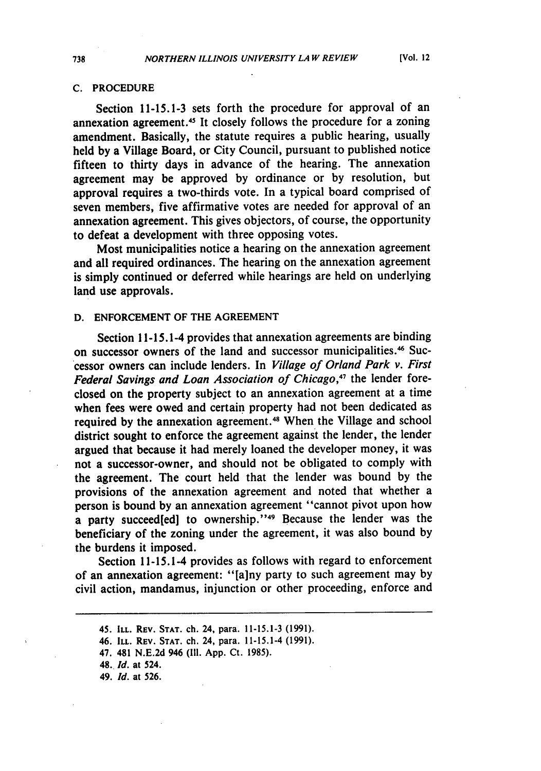### C. PROCEDURE

Section 11-15.1-3 sets forth the procedure for approval of an annexation agreement.[45] It closely follows the procedure for a zoning amendment. Basically, the statute requires a public hearing, usually held by a Village Board, or City Council, pursuant to published notice fifteen to thirty days in advance of the hearing. The annexation agreement may be approved by ordinance or by resolution, but approval requires a two-thirds vote. In a typical board comprised of seven members, five affirmative votes are needed for approval of an annexation agreement. This gives objectors, of course, the opportunity to defeat a development with three opposing votes.

Most municipalities notice a hearing on the annexation agreement and all required ordinances. The hearing on the annexation agreement is simply continued or deferred while hearings are held on underlying land use approvals.

### D. ENFORCEMENT OF THE AGREEMENT

Section 11-15.1-4 provides that annexation agreements are binding on successor owners of the land and successor municipalities.[46] Successor owners can include lenders. In *Village of Orland Park v. First Federal Savings and Loan Association of Chicago*,[47] the lender foreclosed on the property subject to an annexation agreement at a time when fees were owed and certain property had not been dedicated as required by the annexation agreement.[48] When the Village and school district sought to enforce the agreement against the lender, the lender argued that because it had merely loaned the developer money, it was not a successor-owner, and should not be obligated to comply with the agreement. The court held that the lender was bound by the provisions of the annexation agreement and noted that whether a person is bound by an annexation agreement "cannot pivot upon how a party succeed[ed] to ownership."[49] Because the lender was the beneficiary of the zoning under the agreement, it was also bound by the burdens it imposed.

Section 11-15.1-4 provides as follows with regard to enforcement of an annexation agreement: "[a]ny party to such agreement may by civil action, mandamus, injunction or other proceeding, enforce and

---

45. ILL. REV. STAT. ch. 24, para. 11-15.1-3 (1991).
46. ILL. REV. STAT. ch. 24, para. 11-15.1-4 (1991).
47. 481 N.E.2d 946 (Ill. App. Ct. 1985).
48. *Id.* at 524.
49. *Id.* at 526.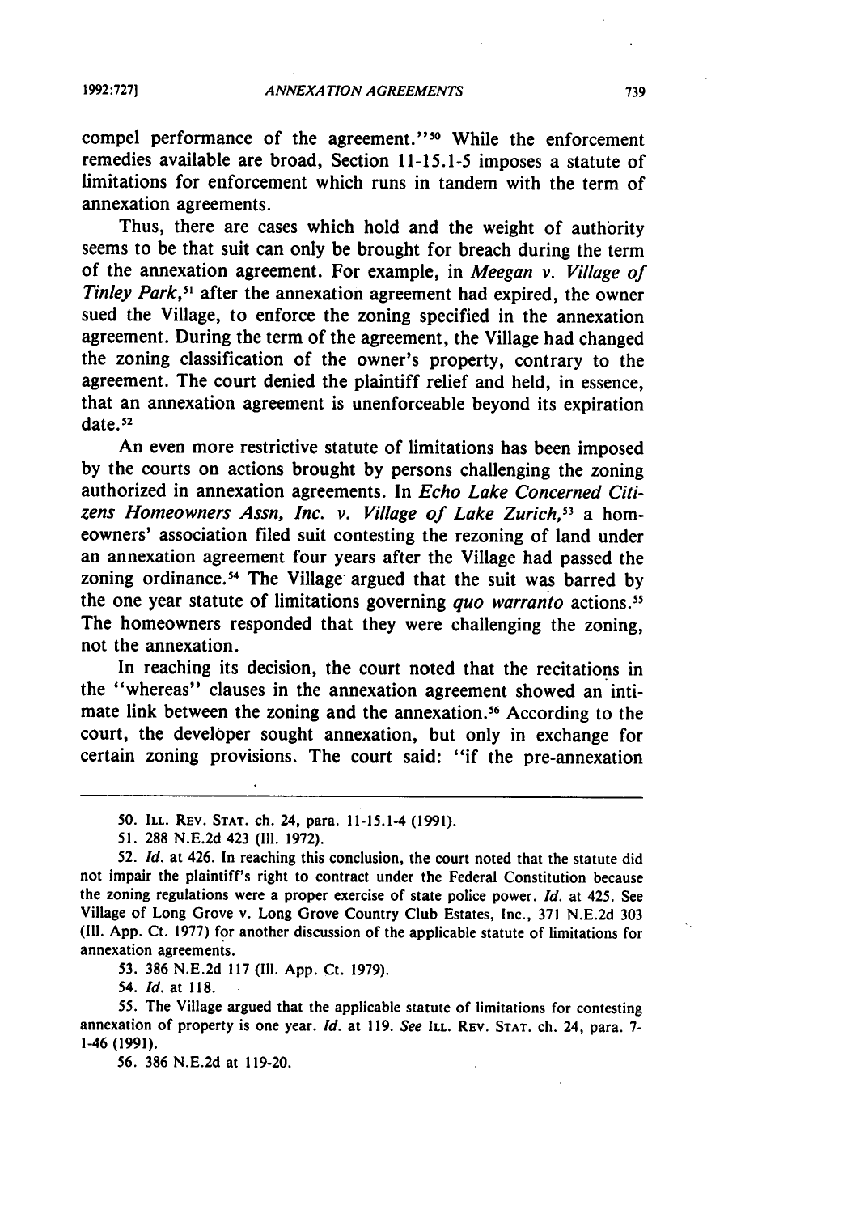compel performance of the agreement."[50] While the enforcement remedies available are broad, Section 11-15.1-5 imposes a statute of limitations for enforcement which runs in tandem with the term of annexation agreements.

Thus, there are cases which hold and the weight of authority seems to be that suit can only be brought for breach during the term of the annexation agreement. For example, in *Meegan v. Village of Tinley Park*,[51] after the annexation agreement had expired, the owner sued the Village, to enforce the zoning specified in the annexation agreement. During the term of the agreement, the Village had changed the zoning classification of the owner's property, contrary to the agreement. The court denied the plaintiff relief and held, in essence, that an annexation agreement is unenforceable beyond its expiration date.[52]

An even more restrictive statute of limitations has been imposed by the courts on actions brought by persons challenging the zoning authorized in annexation agreements. In *Echo Lake Concerned Citizens Homeowners Assn, Inc. v. Village of Lake Zurich*,[53] a homeowners' association filed suit contesting the rezoning of land under an annexation agreement four years after the Village had passed the zoning ordinance.[54] The Village argued that the suit was barred by the one year statute of limitations governing *quo warranto* actions.[55] The homeowners responded that they were challenging the zoning, not the annexation.

In reaching its decision, the court noted that the recitations in the "whereas" clauses in the annexation agreement showed an intimate link between the zoning and the annexation.[56] According to the court, the developer sought annexation, but only in exchange for certain zoning provisions. The court said: "if the pre-annexation

---

50. ILL. REV. STAT. ch. 24, para. 11-15.1-4 (1991).

51. 288 N.E.2d 423 (Ill. 1972).

52. *Id.* at 426. In reaching this conclusion, the court noted that the statute did not impair the plaintiff's right to contract under the Federal Constitution because the zoning regulations were a proper exercise of state police power. *Id.* at 425. See Village of Long Grove v. Long Grove Country Club Estates, Inc., 371 N.E.2d 303 (Ill. App. Ct. 1977) for another discussion of the applicable statute of limitations for annexation agreements.

53. 386 N.E.2d 117 (Ill. App. Ct. 1979).

54. *Id.* at 118.

55. The Village argued that the applicable statute of limitations for contesting annexation of property is one year. *Id.* at 119. *See* ILL. REV. STAT. ch. 24, para. 7-1-46 (1991).

56. 386 N.E.2d at 119-20.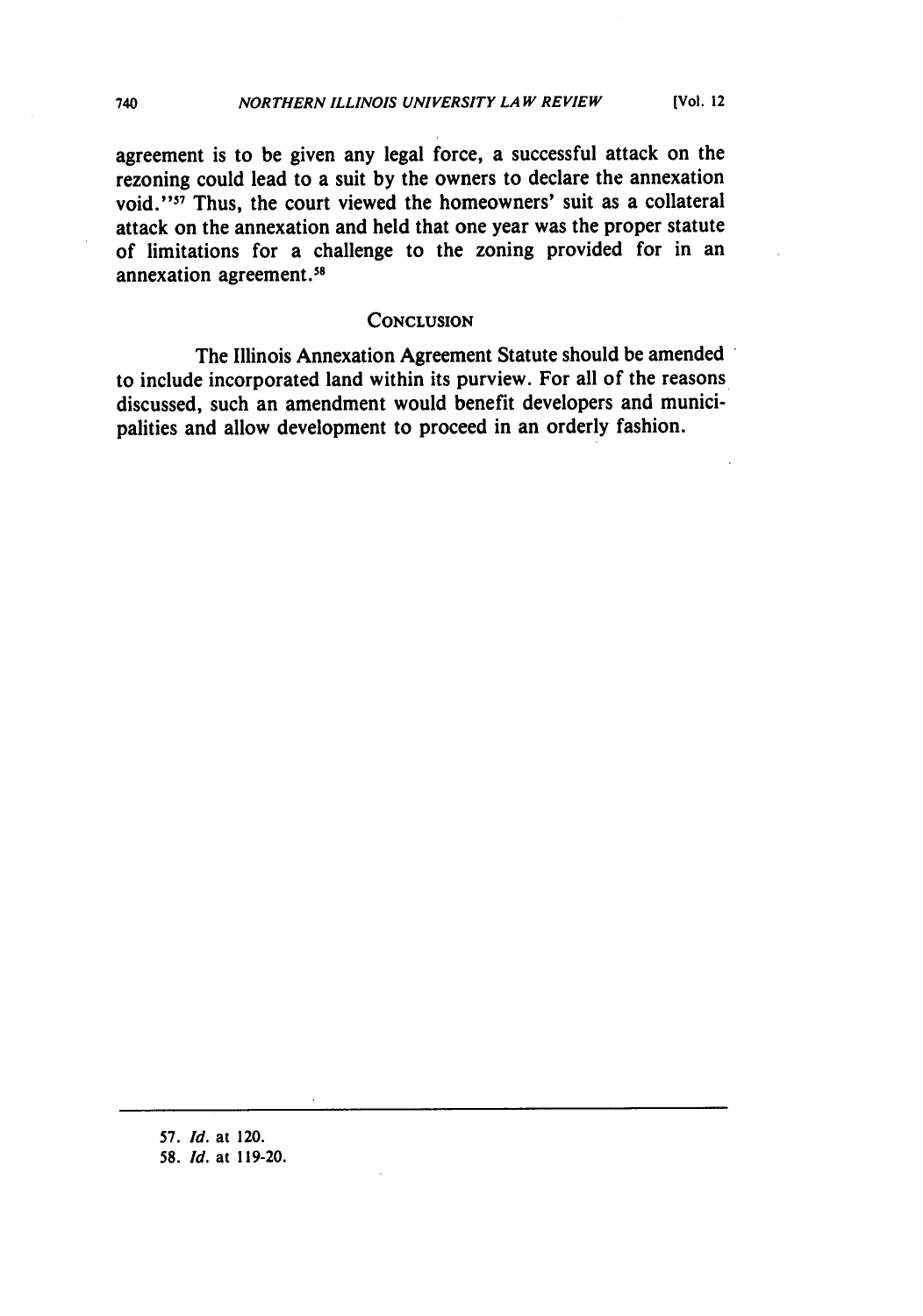agreement is to be given any legal force, a successful attack on the rezoning could lead to a suit by the owners to declare the annexation void."[57] Thus, the court viewed the homeowners' suit as a collateral attack on the annexation and held that one year was the proper statute of limitations for a challenge to the zoning provided for in an annexation agreement.[58]

## CONCLUSION

The Illinois Annexation Agreement Statute should be amended to include incorporated land within its purview. For all of the reasons discussed, such an amendment would benefit developers and municipalities and allow development to proceed in an orderly fashion.

---

57. *Id.* at 120.
58. *Id.* at 119-20.